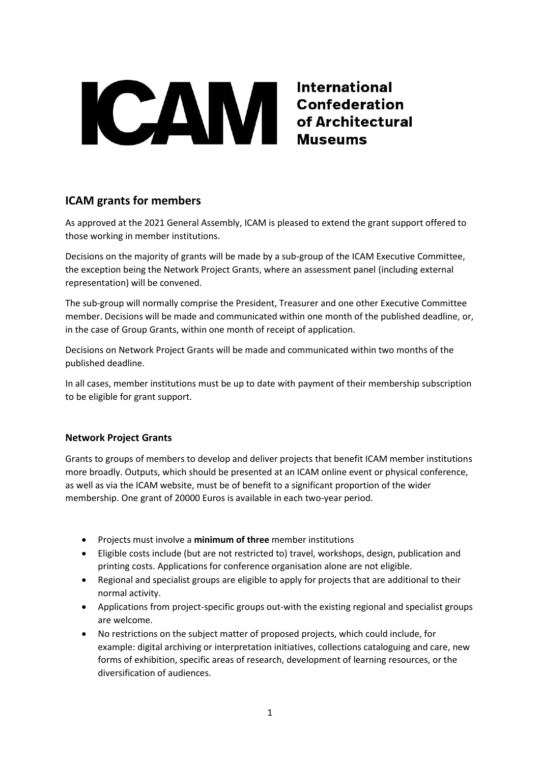**ICAM** International Confederation of Architectural Museums

## ICAM grants for members

As approved at the 2021 General Assembly, ICAM is pleased to extend the grant support offered to those working in member institutions.

Decisions on the majority of grants will be made by a sub-group of the ICAM Executive Committee, the exception being the Network Project Grants, where an assessment panel (including external representation) will be convened.

The sub-group will normally comprise the President, Treasurer and one other Executive Committee member. Decisions will be made and communicated within one month of the published deadline, or, in the case of Group Grants, within one month of receipt of application.

Decisions on Network Project Grants will be made and communicated within two months of the published deadline.

In all cases, member institutions must be up to date with payment of their membership subscription to be eligible for grant support.

### Network Project Grants

Grants to groups of members to develop and deliver projects that benefit ICAM member institutions more broadly. Outputs, which should be presented at an ICAM online event or physical conference, as well as via the ICAM website, must be of benefit to a significant proportion of the wider membership. One grant of 20000 Euros is available in each two-year period.

- Projects must involve a **minimum of three** member institutions
- Eligible costs include (but are not restricted to) travel, workshops, design, publication and printing costs. Applications for conference organisation alone are not eligible.
- Regional and specialist groups are eligible to apply for projects that are additional to their normal activity.
- Applications from project-specific groups out-with the existing regional and specialist groups are welcome.
- No restrictions on the subject matter of proposed projects, which could include, for example: digital archiving or interpretation initiatives, collections cataloguing and care, new forms of exhibition, specific areas of research, development of learning resources, or the diversification of audiences.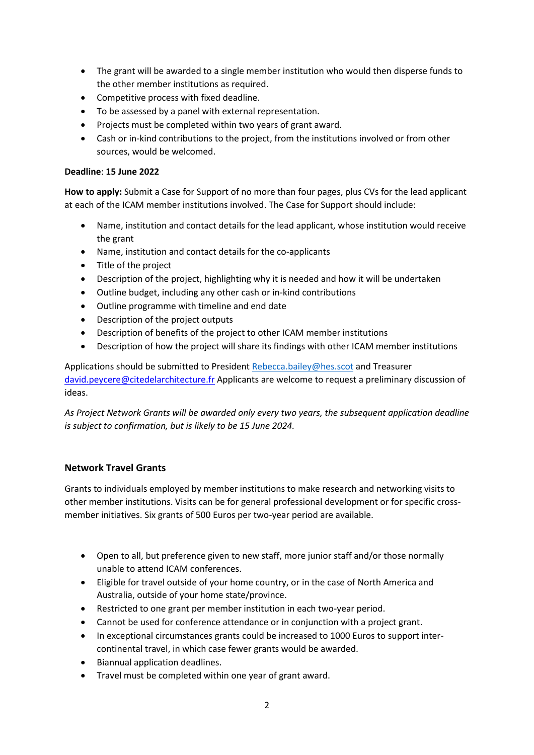- The grant will be awarded to a single member institution who would then disperse funds to the other member institutions as required.
- Competitive process with fixed deadline.
- To be assessed by a panel with external representation.
- Projects must be completed within two years of grant award.
- Cash or in-kind contributions to the project, from the institutions involved or from other sources, would be welcomed.

**Deadline**: **15 June 2022**

**How to apply:** Submit a Case for Support of no more than four pages, plus CVs for the lead applicant at each of the ICAM member institutions involved. The Case for Support should include:

- Name, institution and contact details for the lead applicant, whose institution would receive the grant
- Name, institution and contact details for the co-applicants
- Title of the project
- Description of the project, highlighting why it is needed and how it will be undertaken
- Outline budget, including any other cash or in-kind contributions
- Outline programme with timeline and end date
- Description of the project outputs
- Description of benefits of the project to other ICAM member institutions
- Description of how the project will share its findings with other ICAM member institutions

Applications should be submitted to President Rebecca.bailey@hes.scot and Treasurer david.peycere@citedelarchitecture.fr Applicants are welcome to request a preliminary discussion of ideas.

*As Project Network Grants will be awarded only every two years, the subsequent application deadline is subject to confirmation, but is likely to be 15 June 2024.*

## Network Travel Grants

Grants to individuals employed by member institutions to make research and networking visits to other member institutions. Visits can be for general professional development or for specific cross-member initiatives. Six grants of 500 Euros per two-year period are available.

- Open to all, but preference given to new staff, more junior staff and/or those normally unable to attend ICAM conferences.
- Eligible for travel outside of your home country, or in the case of North America and Australia, outside of your home state/province.
- Restricted to one grant per member institution in each two-year period.
- Cannot be used for conference attendance or in conjunction with a project grant.
- In exceptional circumstances grants could be increased to 1000 Euros to support inter-continental travel, in which case fewer grants would be awarded.
- Biannual application deadlines.
- Travel must be completed within one year of grant award.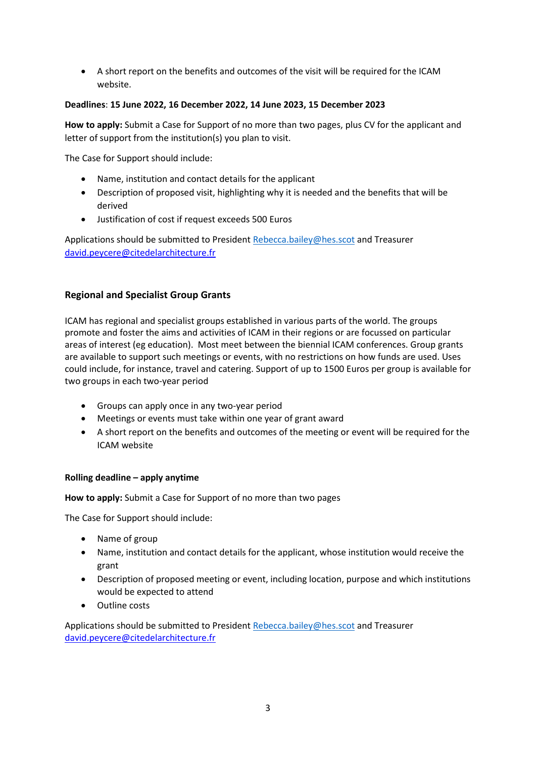- A short report on the benefits and outcomes of the visit will be required for the ICAM website.

**Deadlines**: **15 June 2022, 16 December 2022, 14 June 2023, 15 December 2023**

**How to apply:** Submit a Case for Support of no more than two pages, plus CV for the applicant and letter of support from the institution(s) you plan to visit.

The Case for Support should include:

- Name, institution and contact details for the applicant
- Description of proposed visit, highlighting why it is needed and the benefits that will be derived
- Justification of cost if request exceeds 500 Euros

Applications should be submitted to President Rebecca.bailey@hes.scot and Treasurer david.peycere@citedelarchitecture.fr

### Regional and Specialist Group Grants

ICAM has regional and specialist groups established in various parts of the world. The groups promote and foster the aims and activities of ICAM in their regions or are focussed on particular areas of interest (eg education). Most meet between the biennial ICAM conferences. Group grants are available to support such meetings or events, with no restrictions on how funds are used. Uses could include, for instance, travel and catering. Support of up to 1500 Euros per group is available for two groups in each two-year period

- Groups can apply once in any two-year period
- Meetings or events must take within one year of grant award
- A short report on the benefits and outcomes of the meeting or event will be required for the ICAM website

**Rolling deadline – apply anytime**

**How to apply:** Submit a Case for Support of no more than two pages

The Case for Support should include:

- Name of group
- Name, institution and contact details for the applicant, whose institution would receive the grant
- Description of proposed meeting or event, including location, purpose and which institutions would be expected to attend
- Outline costs

Applications should be submitted to President Rebecca.bailey@hes.scot and Treasurer david.peycere@citedelarchitecture.fr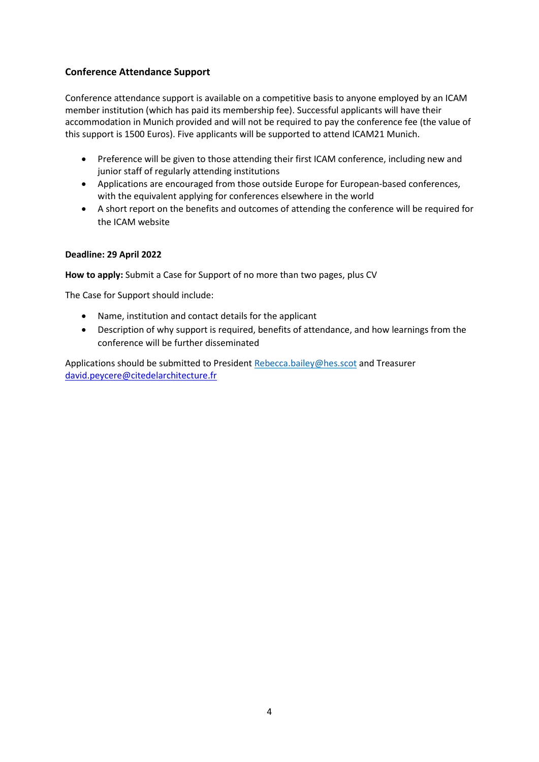### Conference Attendance Support

Conference attendance support is available on a competitive basis to anyone employed by an ICAM member institution (which has paid its membership fee). Successful applicants will have their accommodation in Munich provided and will not be required to pay the conference fee (the value of this support is 1500 Euros). Five applicants will be supported to attend ICAM21 Munich.

- Preference will be given to those attending their first ICAM conference, including new and junior staff of regularly attending institutions
- Applications are encouraged from those outside Europe for European-based conferences, with the equivalent applying for conferences elsewhere in the world
- A short report on the benefits and outcomes of attending the conference will be required for the ICAM website

**Deadline: 29 April 2022**

**How to apply:** Submit a Case for Support of no more than two pages, plus CV

The Case for Support should include:

- Name, institution and contact details for the applicant
- Description of why support is required, benefits of attendance, and how learnings from the conference will be further disseminated

Applications should be submitted to President Rebecca.bailey@hes.scot and Treasurer david.peycere@citedelarchitecture.fr